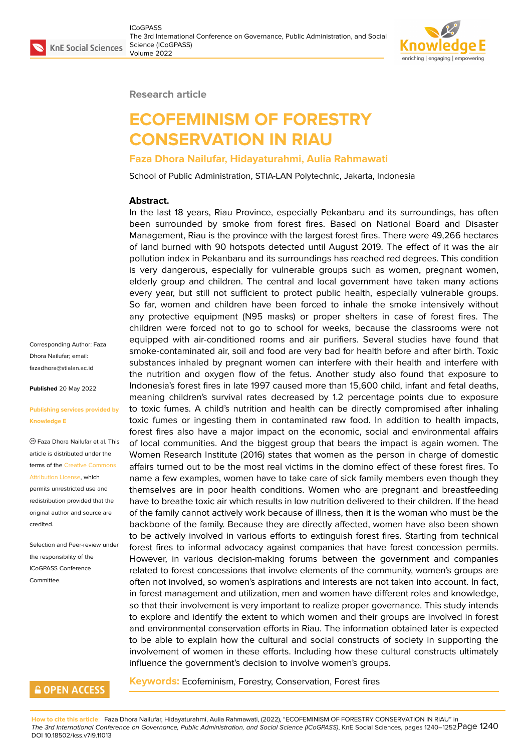Research article

# ECOFEMINISM OF FORESTRY CONSERVATION IN RIAU

**Faza Dhora Nailufar, Hidayaturahmi, Aulia Rahmawati**

School of Public Administration, STIA-LAN Polytechnic, Jakarta, Indonesia

Corresponding Author: Faza Dhora Nailufar; email: fazadhora@stialan.ac.id

**Published** 20 May 2022

**Publishing services provided by Knowledge E**

Faza Dhora Nailufar et al. This article is distributed under the terms of the Creative Commons Attribution License, which permits unrestricted use and redistribution provided that the original author and source are credited.

Selection and Peer-review under the responsibility of the ICoGPASS Conference Committee.

**OPEN ACCESS**

### Abstract.

In the last 18 years, Riau Province, especially Pekanbaru and its surroundings, has often been surrounded by smoke from forest fires. Based on National Board and Disaster Management, Riau is the province with the largest forest fires. There were 49,266 hectares of land burned with 90 hotspots detected until August 2019. The effect of it was the air pollution index in Pekanbaru and its surroundings has reached red degrees. This condition is very dangerous, especially for vulnerable groups such as women, pregnant women, elderly group and children. The central and local government have taken many actions every year, but still not sufficient to protect public health, especially vulnerable groups. So far, women and children have been forced to inhale the smoke intensively without any protective equipment (N95 masks) or proper shelters in case of forest fires. The children were forced not to go to school for weeks, because the classrooms were not equipped with air-conditioned rooms and air purifiers. Several studies have found that smoke-contaminated air, soil and food are very bad for health before and after birth. Toxic substances inhaled by pregnant women can interfere with their health and interfere with the nutrition and oxygen flow of the fetus. Another study also found that exposure to Indonesia's forest fires in late 1997 caused more than 15,600 child, infant and fetal deaths, meaning children's survival rates decreased by 1.2 percentage points due to exposure to toxic fumes. A child's nutrition and health can be directly compromised after inhaling toxic fumes or ingesting them in contaminated raw food. In addition to health impacts, forest fires also have a major impact on the economic, social and environmental affairs of local communities. And the biggest group that bears the impact is again women. The Women Research Institute (2016) states that women as the person in charge of domestic affairs turned out to be the most real victims in the domino effect of these forest fires. To name a few examples, women have to take care of sick family members even though they themselves are in poor health conditions. Women who are pregnant and breastfeeding have to breathe toxic air which results in low nutrition delivered to their children. If the head of the family cannot actively work because of illness, then it is the woman who must be the backbone of the family. Because they are directly affected, women have also been shown to be actively involved in various efforts to extinguish forest fires. Starting from technical forest fires to informal advocacy against companies that have forest concession permits. However, in various decision-making forums between the government and companies related to forest concessions that involve elements of the community, women's groups are often not involved, so women's aspirations and interests are not taken into account. In fact, in forest management and utilization, men and women have different roles and knowledge, so that their involvement is very important to realize proper governance. This study intends to explore and identify the extent to which women and their groups are involved in forest and environmental conservation efforts in Riau. The information obtained later is expected to be able to explain how the cultural and social constructs of society in supporting the involvement of women in these efforts. Including how these cultural constructs ultimately influence the government's decision to involve women's groups.

**Keywords:** Ecofeminism, Forestry, Conservation, Forest fires

**How to cite this article:** Faza Dhora Nailufar, Hidayaturahmi, Aulia Rahmawati, (2022), "ECOFEMINISM OF FORESTRY CONSERVATION IN RIAU" in *The 3rd International Conference on Governance, Public Administration, and Social Science (ICoGPASS)*, KnE Social Sciences, pages 1240–1252. DOI 10.18502/kss.v7i9.11013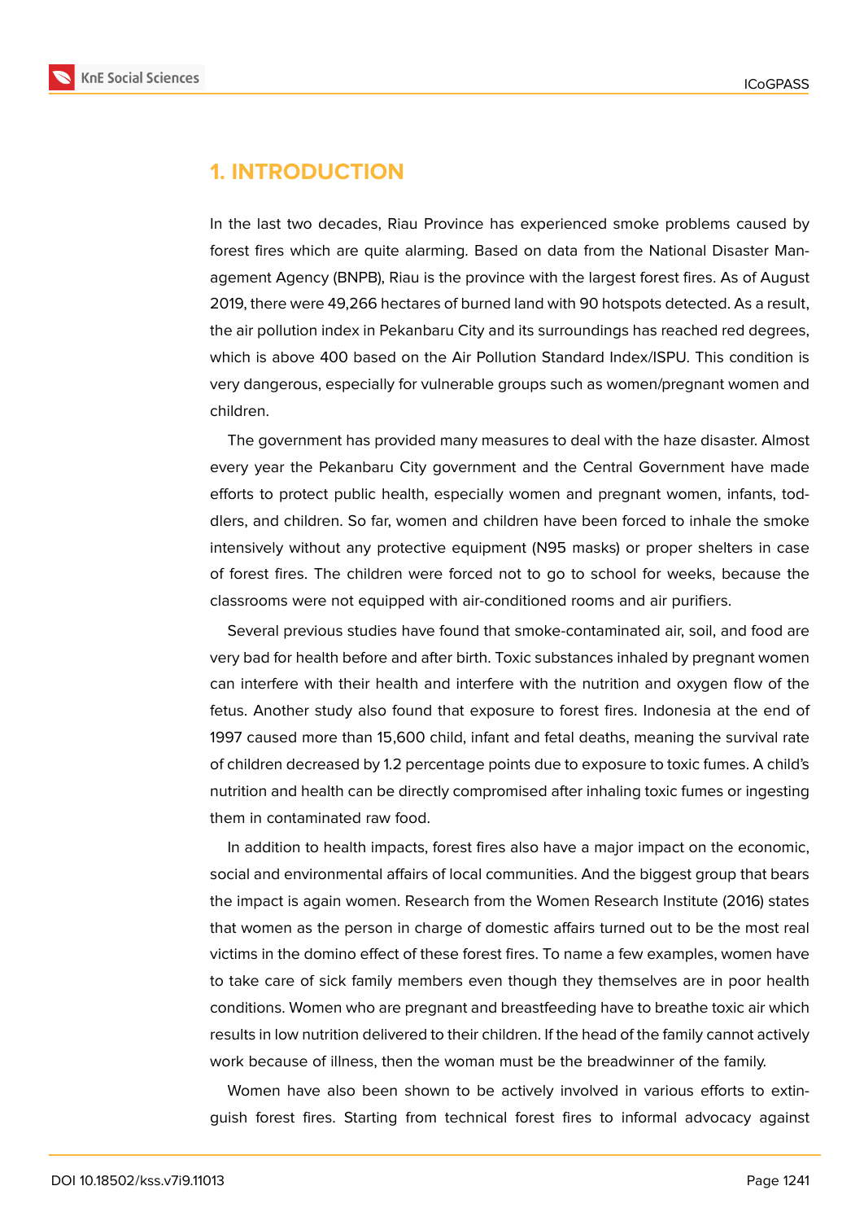# 1. INTRODUCTION

In the last two decades, Riau Province has experienced smoke problems caused by forest fires which are quite alarming. Based on data from the National Disaster Management Agency (BNPB), Riau is the province with the largest forest fires. As of August 2019, there were 49,266 hectares of burned land with 90 hotspots detected. As a result, the air pollution index in Pekanbaru City and its surroundings has reached red degrees, which is above 400 based on the Air Pollution Standard Index/ISPU. This condition is very dangerous, especially for vulnerable groups such as women/pregnant women and children.

The government has provided many measures to deal with the haze disaster. Almost every year the Pekanbaru City government and the Central Government have made efforts to protect public health, especially women and pregnant women, infants, toddlers, and children. So far, women and children have been forced to inhale the smoke intensively without any protective equipment (N95 masks) or proper shelters in case of forest fires. The children were forced not to go to school for weeks, because the classrooms were not equipped with air-conditioned rooms and air purifiers.

Several previous studies have found that smoke-contaminated air, soil, and food are very bad for health before and after birth. Toxic substances inhaled by pregnant women can interfere with their health and interfere with the nutrition and oxygen flow of the fetus. Another study also found that exposure to forest fires. Indonesia at the end of 1997 caused more than 15,600 child, infant and fetal deaths, meaning the survival rate of children decreased by 1.2 percentage points due to exposure to toxic fumes. A child's nutrition and health can be directly compromised after inhaling toxic fumes or ingesting them in contaminated raw food.

In addition to health impacts, forest fires also have a major impact on the economic, social and environmental affairs of local communities. And the biggest group that bears the impact is again women. Research from the Women Research Institute (2016) states that women as the person in charge of domestic affairs turned out to be the most real victims in the domino effect of these forest fires. To name a few examples, women have to take care of sick family members even though they themselves are in poor health conditions. Women who are pregnant and breastfeeding have to breathe toxic air which results in low nutrition delivered to their children. If the head of the family cannot actively work because of illness, then the woman must be the breadwinner of the family.

Women have also been shown to be actively involved in various efforts to extinguish forest fires. Starting from technical forest fires to informal advocacy against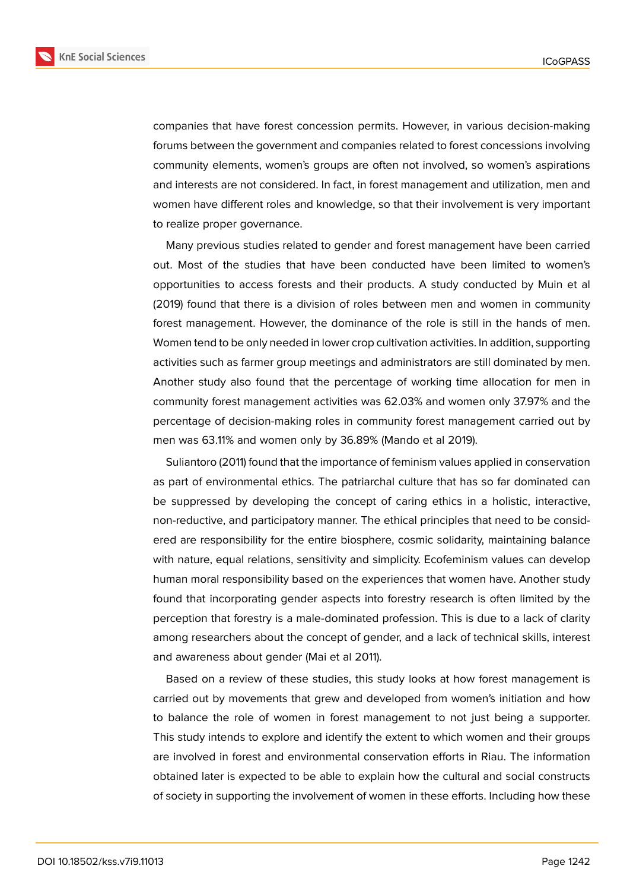companies that have forest concession permits. However, in various decision-making forums between the government and companies related to forest concessions involving community elements, women's groups are often not involved, so women's aspirations and interests are not considered. In fact, in forest management and utilization, men and women have different roles and knowledge, so that their involvement is very important to realize proper governance.

Many previous studies related to gender and forest management have been carried out. Most of the studies that have been conducted have been limited to women's opportunities to access forests and their products. A study conducted by Muin et al (2019) found that there is a division of roles between men and women in community forest management. However, the dominance of the role is still in the hands of men. Women tend to be only needed in lower crop cultivation activities. In addition, supporting activities such as farmer group meetings and administrators are still dominated by men. Another study also found that the percentage of working time allocation for men in community forest management activities was 62.03% and women only 37.97% and the percentage of decision-making roles in community forest management carried out by men was 63.11% and women only by 36.89% (Mando et al 2019).

Suliantoro (2011) found that the importance of feminism values applied in conservation as part of environmental ethics. The patriarchal culture that has so far dominated can be suppressed by developing the concept of caring ethics in a holistic, interactive, non-reductive, and participatory manner. The ethical principles that need to be considered are responsibility for the entire biosphere, cosmic solidarity, maintaining balance with nature, equal relations, sensitivity and simplicity. Ecofeminism values can develop human moral responsibility based on the experiences that women have. Another study found that incorporating gender aspects into forestry research is often limited by the perception that forestry is a male-dominated profession. This is due to a lack of clarity among researchers about the concept of gender, and a lack of technical skills, interest and awareness about gender (Mai et al 2011).

Based on a review of these studies, this study looks at how forest management is carried out by movements that grew and developed from women's initiation and how to balance the role of women in forest management to not just being a supporter. This study intends to explore and identify the extent to which women and their groups are involved in forest and environmental conservation efforts in Riau. The information obtained later is expected to be able to explain how the cultural and social constructs of society in supporting the involvement of women in these efforts. Including how these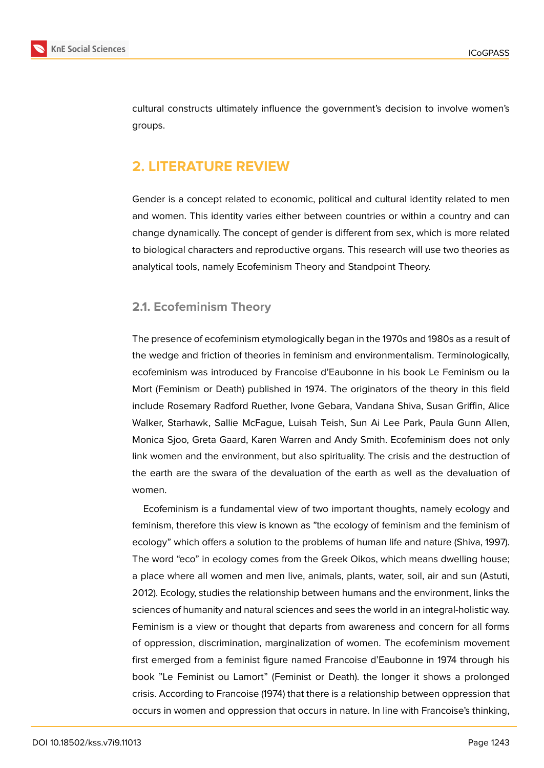cultural constructs ultimately influence the government's decision to involve women's groups.

## 2. LITERATURE REVIEW

Gender is a concept related to economic, political and cultural identity related to men and women. This identity varies either between countries or within a country and can change dynamically. The concept of gender is different from sex, which is more related to biological characters and reproductive organs. This research will use two theories as analytical tools, namely Ecofeminism Theory and Standpoint Theory.

### 2.1. Ecofeminism Theory

The presence of ecofeminism etymologically began in the 1970s and 1980s as a result of the wedge and friction of theories in feminism and environmentalism. Terminologically, ecofeminism was introduced by Francoise d'Eaubonne in his book Le Feminism ou la Mort (Feminism or Death) published in 1974. The originators of the theory in this field include Rosemary Radford Ruether, Ivone Gebara, Vandana Shiva, Susan Griffin, Alice Walker, Starhawk, Sallie McFague, Luisah Teish, Sun Ai Lee Park, Paula Gunn Allen, Monica Sjoo, Greta Gaard, Karen Warren and Andy Smith. Ecofeminism does not only link women and the environment, but also spirituality. The crisis and the destruction of the earth are the swara of the devaluation of the earth as well as the devaluation of women.

Ecofeminism is a fundamental view of two important thoughts, namely ecology and feminism, therefore this view is known as "the ecology of feminism and the feminism of ecology" which offers a solution to the problems of human life and nature (Shiva, 1997). The word "eco" in ecology comes from the Greek Oikos, which means dwelling house; a place where all women and men live, animals, plants, water, soil, air and sun (Astuti, 2012). Ecology, studies the relationship between humans and the environment, links the sciences of humanity and natural sciences and sees the world in an integral-holistic way. Feminism is a view or thought that departs from awareness and concern for all forms of oppression, discrimination, marginalization of women. The ecofeminism movement first emerged from a feminist figure named Francoise d'Eaubonne in 1974 through his book "Le Feminist ou Lamort" (Feminist or Death). the longer it shows a prolonged crisis. According to Francoise (1974) that there is a relationship between oppression that occurs in women and oppression that occurs in nature. In line with Francoise's thinking,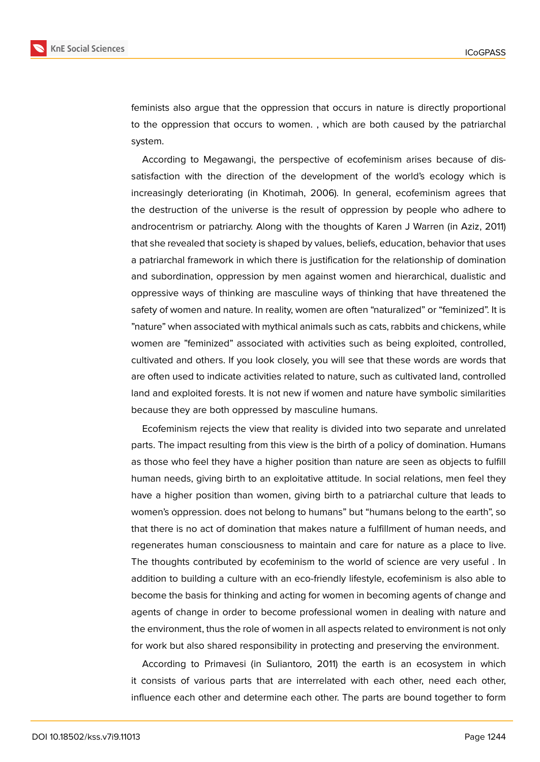feminists also argue that the oppression that occurs in nature is directly proportional to the oppression that occurs to women. , which are both caused by the patriarchal system.

According to Megawangi, the perspective of ecofeminism arises because of dis-satisfaction with the direction of the development of the world's ecology which is increasingly deteriorating (in Khotimah, 2006). In general, ecofeminism agrees that the destruction of the universe is the result of oppression by people who adhere to androcentrism or patriarchy. Along with the thoughts of Karen J Warren (in Aziz, 2011) that she revealed that society is shaped by values, beliefs, education, behavior that uses a patriarchal framework in which there is justification for the relationship of domination and subordination, oppression by men against women and hierarchical, dualistic and oppressive ways of thinking are masculine ways of thinking that have threatened the safety of women and nature. In reality, women are often "naturalized" or "feminized". It is "nature" when associated with mythical animals such as cats, rabbits and chickens, while women are "feminized" associated with activities such as being exploited, controlled, cultivated and others. If you look closely, you will see that these words are words that are often used to indicate activities related to nature, such as cultivated land, controlled land and exploited forests. It is not new if women and nature have symbolic similarities because they are both oppressed by masculine humans.

Ecofeminism rejects the view that reality is divided into two separate and unrelated parts. The impact resulting from this view is the birth of a policy of domination. Humans as those who feel they have a higher position than nature are seen as objects to fulfill human needs, giving birth to an exploitative attitude. In social relations, men feel they have a higher position than women, giving birth to a patriarchal culture that leads to women's oppression. does not belong to humans" but "humans belong to the earth", so that there is no act of domination that makes nature a fulfillment of human needs, and regenerates human consciousness to maintain and care for nature as a place to live. The thoughts contributed by ecofeminism to the world of science are very useful . In addition to building a culture with an eco-friendly lifestyle, ecofeminism is also able to become the basis for thinking and acting for women in becoming agents of change and agents of change in order to become professional women in dealing with nature and the environment, thus the role of women in all aspects related to environment is not only for work but also shared responsibility in protecting and preserving the environment.

According to Primavesi (in Suliantoro, 2011) the earth is an ecosystem in which it consists of various parts that are interrelated with each other, need each other, influence each other and determine each other. The parts are bound together to form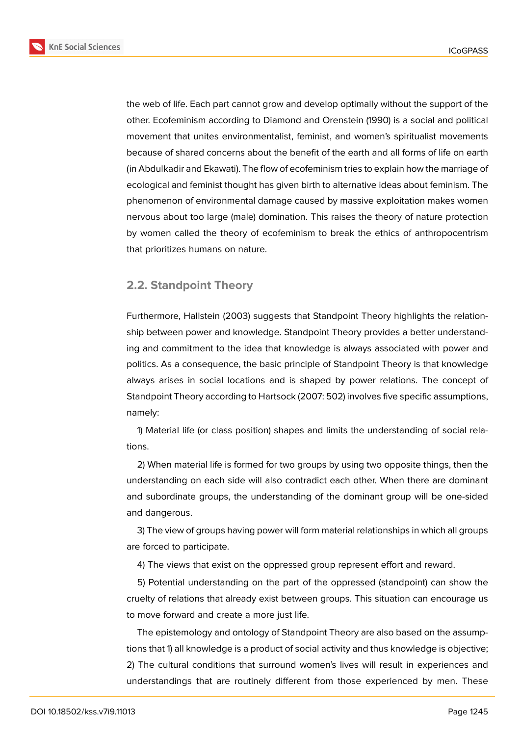the web of life. Each part cannot grow and develop optimally without the support of the other. Ecofeminism according to Diamond and Orenstein (1990) is a social and political movement that unites environmentalist, feminist, and women's spiritualist movements because of shared concerns about the benefit of the earth and all forms of life on earth (in Abdulkadir and Ekawati). The flow of ecofeminism tries to explain how the marriage of ecological and feminist thought has given birth to alternative ideas about feminism. The phenomenon of environmental damage caused by massive exploitation makes women nervous about too large (male) domination. This raises the theory of nature protection by women called the theory of ecofeminism to break the ethics of anthropocentrism that prioritizes humans on nature.

## 2.2. Standpoint Theory

Furthermore, Hallstein (2003) suggests that Standpoint Theory highlights the relationship between power and knowledge. Standpoint Theory provides a better understanding and commitment to the idea that knowledge is always associated with power and politics. As a consequence, the basic principle of Standpoint Theory is that knowledge always arises in social locations and is shaped by power relations. The concept of Standpoint Theory according to Hartsock (2007: 502) involves five specific assumptions, namely:

1) Material life (or class position) shapes and limits the understanding of social relations.

2) When material life is formed for two groups by using two opposite things, then the understanding on each side will also contradict each other. When there are dominant and subordinate groups, the understanding of the dominant group will be one-sided and dangerous.

3) The view of groups having power will form material relationships in which all groups are forced to participate.

4) The views that exist on the oppressed group represent effort and reward.

5) Potential understanding on the part of the oppressed (standpoint) can show the cruelty of relations that already exist between groups. This situation can encourage us to move forward and create a more just life.

The epistemology and ontology of Standpoint Theory are also based on the assumptions that 1) all knowledge is a product of social activity and thus knowledge is objective; 2) The cultural conditions that surround women's lives will result in experiences and understandings that are routinely different from those experienced by men. These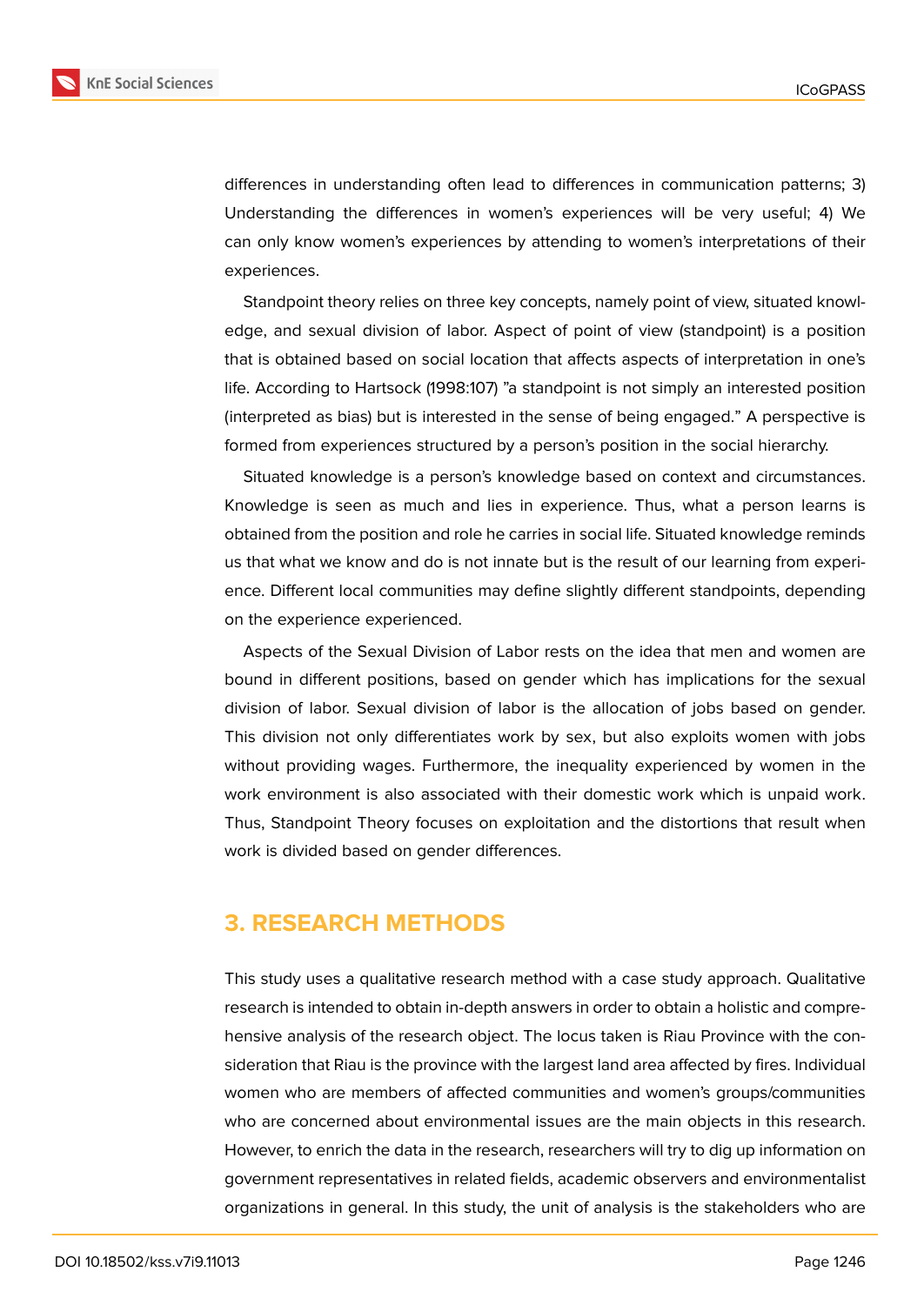differences in understanding often lead to differences in communication patterns; 3) Understanding the differences in women's experiences will be very useful; 4) We can only know women's experiences by attending to women's interpretations of their experiences.

Standpoint theory relies on three key concepts, namely point of view, situated knowledge, and sexual division of labor. Aspect of point of view (standpoint) is a position that is obtained based on social location that affects aspects of interpretation in one's life. According to Hartsock (1998:107) "a standpoint is not simply an interested position (interpreted as bias) but is interested in the sense of being engaged." A perspective is formed from experiences structured by a person's position in the social hierarchy.

Situated knowledge is a person's knowledge based on context and circumstances. Knowledge is seen as much and lies in experience. Thus, what a person learns is obtained from the position and role he carries in social life. Situated knowledge reminds us that what we know and do is not innate but is the result of our learning from experience. Different local communities may define slightly different standpoints, depending on the experience experienced.

Aspects of the Sexual Division of Labor rests on the idea that men and women are bound in different positions, based on gender which has implications for the sexual division of labor. Sexual division of labor is the allocation of jobs based on gender. This division not only differentiates work by sex, but also exploits women with jobs without providing wages. Furthermore, the inequality experienced by women in the work environment is also associated with their domestic work which is unpaid work. Thus, Standpoint Theory focuses on exploitation and the distortions that result when work is divided based on gender differences.

## 3. RESEARCH METHODS

This study uses a qualitative research method with a case study approach. Qualitative research is intended to obtain in-depth answers in order to obtain a holistic and comprehensive analysis of the research object. The locus taken is Riau Province with the consideration that Riau is the province with the largest land area affected by fires. Individual women who are members of affected communities and women's groups/communities who are concerned about environmental issues are the main objects in this research. However, to enrich the data in the research, researchers will try to dig up information on government representatives in related fields, academic observers and environmentalist organizations in general. In this study, the unit of analysis is the stakeholders who are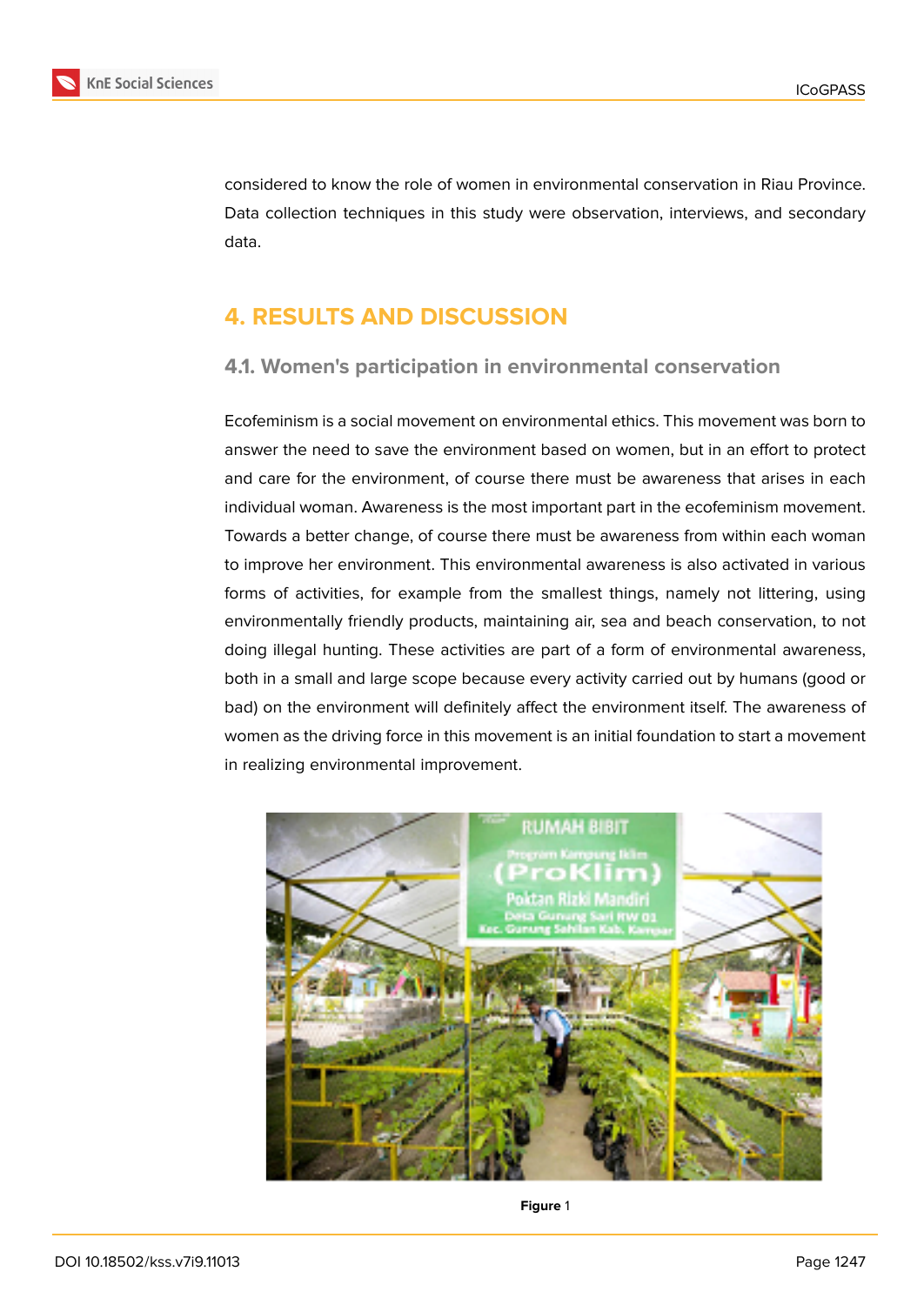considered to know the role of women in environmental conservation in Riau Province. Data collection techniques in this study were observation, interviews, and secondary data.

# 4. RESULTS AND DISCUSSION

## 4.1. Women's participation in environmental conservation

Ecofeminism is a social movement on environmental ethics. This movement was born to answer the need to save the environment based on women, but in an effort to protect and care for the environment, of course there must be awareness that arises in each individual woman. Awareness is the most important part in the ecofeminism movement. Towards a better change, of course there must be awareness from within each woman to improve her environment. This environmental awareness is also activated in various forms of activities, for example from the smallest things, namely not littering, using environmentally friendly products, maintaining air, sea and beach conservation, to not doing illegal hunting. These activities are part of a form of environmental awareness, both in a small and large scope because every activity carried out by humans (good or bad) on the environment will definitely affect the environment itself. The awareness of women as the driving force in this movement is an initial foundation to start a movement in realizing environmental improvement.

**Figure** 1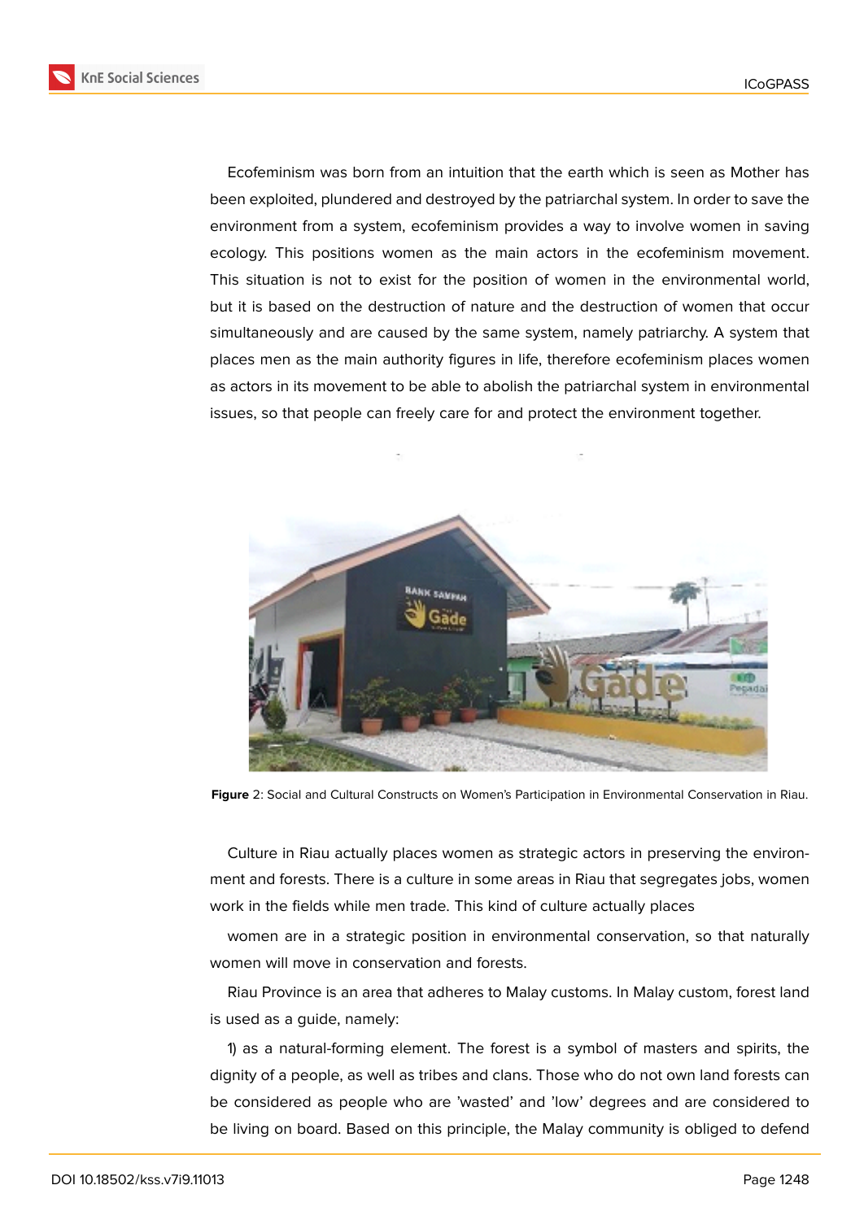Ecofeminism was born from an intuition that the earth which is seen as Mother has been exploited, plundered and destroyed by the patriarchal system. In order to save the environment from a system, ecofeminism provides a way to involve women in saving ecology. This positions women as the main actors in the ecofeminism movement. This situation is not to exist for the position of women in the environmental world, but it is based on the destruction of nature and the destruction of women that occur simultaneously and are caused by the same system, namely patriarchy. A system that places men as the main authority figures in life, therefore ecofeminism places women as actors in its movement to be able to abolish the patriarchal system in environmental issues, so that people can freely care for and protect the environment together.

**Figure** 2: Social and Cultural Constructs on Women's Participation in Environmental Conservation in Riau.

Culture in Riau actually places women as strategic actors in preserving the environment and forests. There is a culture in some areas in Riau that segregates jobs, women work in the fields while men trade. This kind of culture actually places

women are in a strategic position in environmental conservation, so that naturally women will move in conservation and forests.

Riau Province is an area that adheres to Malay customs. In Malay custom, forest land is used as a guide, namely:

1) as a natural-forming element. The forest is a symbol of masters and spirits, the dignity of a people, as well as tribes and clans. Those who do not own land forests can be considered as people who are 'wasted' and 'low' degrees and are considered to be living on board. Based on this principle, the Malay community is obliged to defend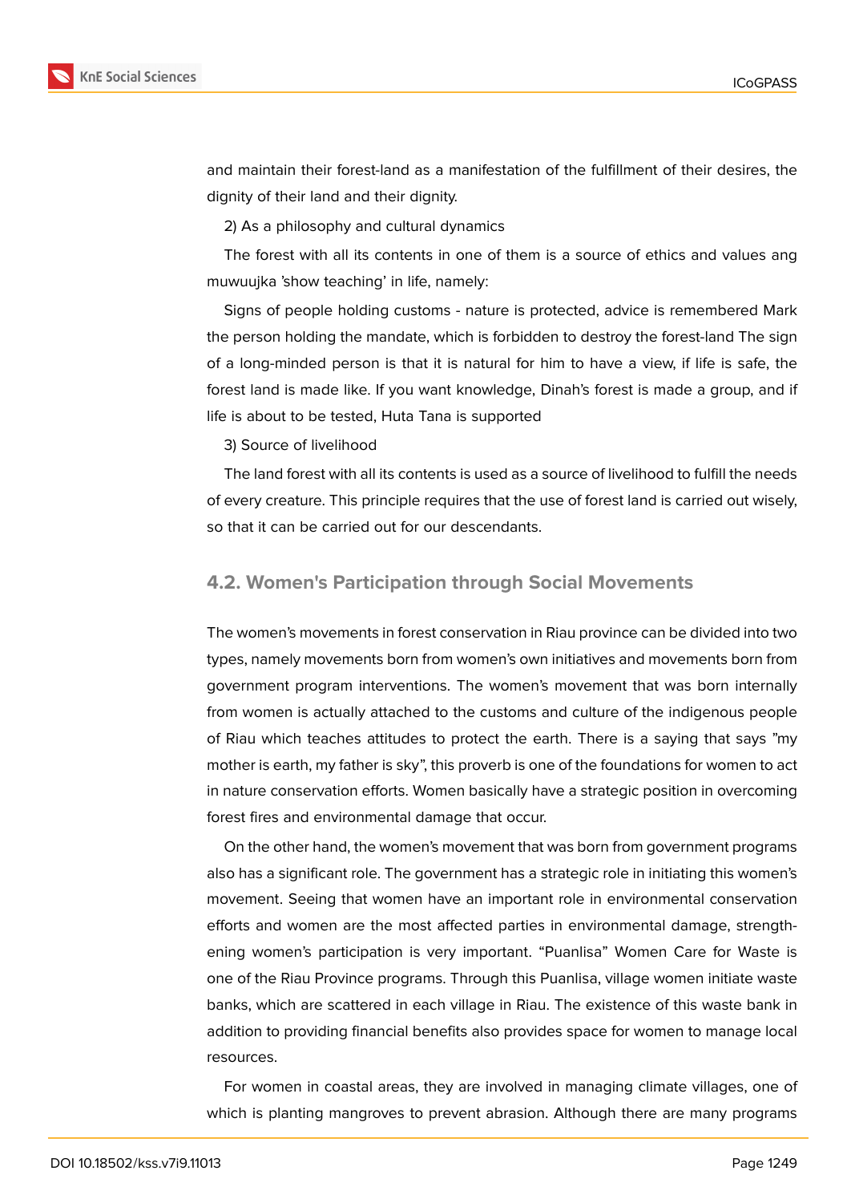and maintain their forest-land as a manifestation of the fulfillment of their desires, the dignity of their land and their dignity.

2) As a philosophy and cultural dynamics

The forest with all its contents in one of them is a source of ethics and values ang muwuujka 'show teaching' in life, namely:

Signs of people holding customs - nature is protected, advice is remembered Mark the person holding the mandate, which is forbidden to destroy the forest-land The sign of a long-minded person is that it is natural for him to have a view, if life is safe, the forest land is made like. If you want knowledge, Dinah's forest is made a group, and if life is about to be tested, Huta Tana is supported

3) Source of livelihood

The land forest with all its contents is used as a source of livelihood to fulfill the needs of every creature. This principle requires that the use of forest land is carried out wisely, so that it can be carried out for our descendants.

## 4.2. Women's Participation through Social Movements

The women's movements in forest conservation in Riau province can be divided into two types, namely movements born from women's own initiatives and movements born from government program interventions. The women's movement that was born internally from women is actually attached to the customs and culture of the indigenous people of Riau which teaches attitudes to protect the earth. There is a saying that says "my mother is earth, my father is sky", this proverb is one of the foundations for women to act in nature conservation efforts. Women basically have a strategic position in overcoming forest fires and environmental damage that occur.

On the other hand, the women's movement that was born from government programs also has a significant role. The government has a strategic role in initiating this women's movement. Seeing that women have an important role in environmental conservation efforts and women are the most affected parties in environmental damage, strengthening women's participation is very important. "Puanlisa" Women Care for Waste is one of the Riau Province programs. Through this Puanlisa, village women initiate waste banks, which are scattered in each village in Riau. The existence of this waste bank in addition to providing financial benefits also provides space for women to manage local resources.

For women in coastal areas, they are involved in managing climate villages, one of which is planting mangroves to prevent abrasion. Although there are many programs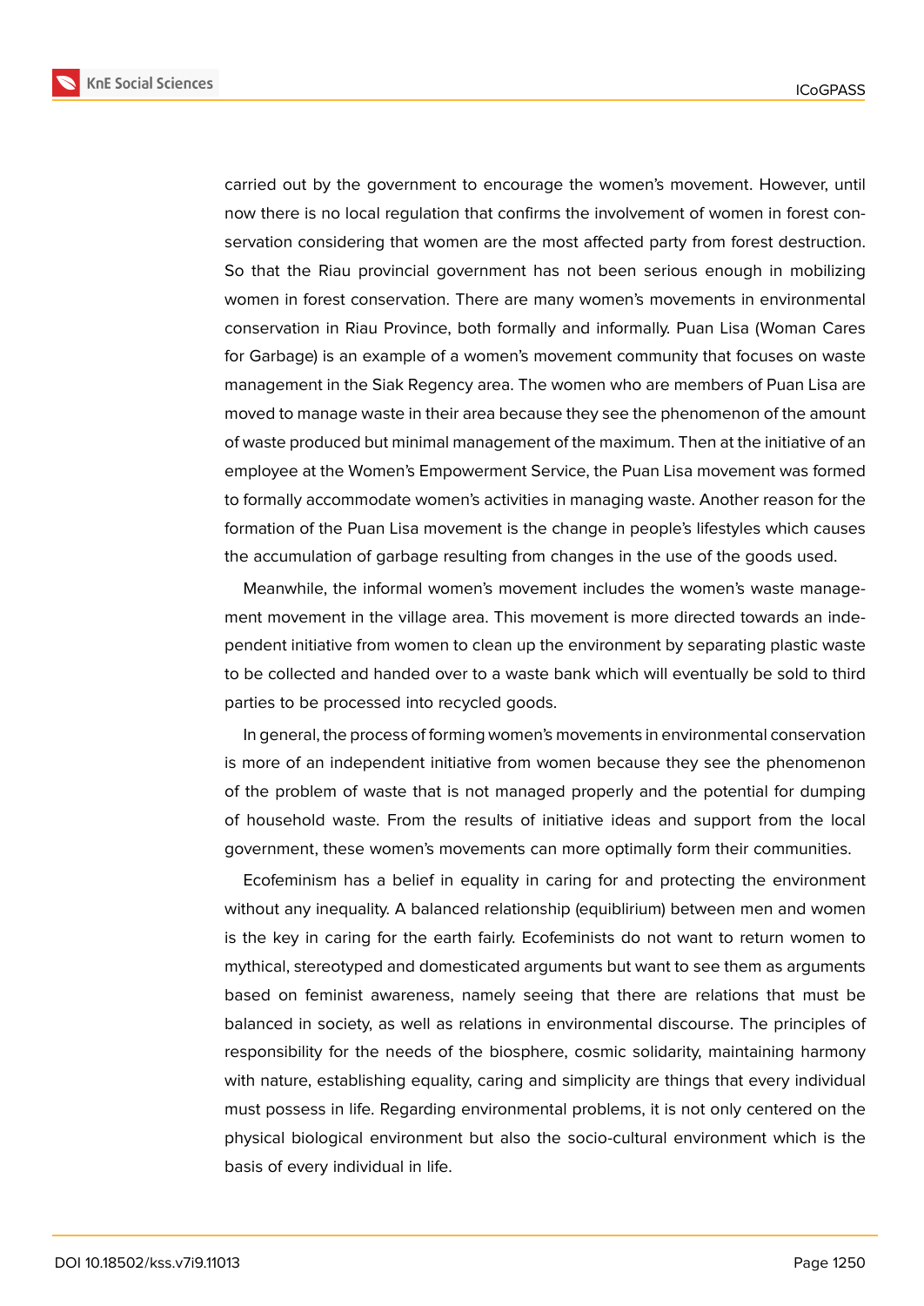carried out by the government to encourage the women's movement. However, until now there is no local regulation that confirms the involvement of women in forest conservation considering that women are the most affected party from forest destruction. So that the Riau provincial government has not been serious enough in mobilizing women in forest conservation. There are many women's movements in environmental conservation in Riau Province, both formally and informally. Puan Lisa (Woman Cares for Garbage) is an example of a women's movement community that focuses on waste management in the Siak Regency area. The women who are members of Puan Lisa are moved to manage waste in their area because they see the phenomenon of the amount of waste produced but minimal management of the maximum. Then at the initiative of an employee at the Women's Empowerment Service, the Puan Lisa movement was formed to formally accommodate women's activities in managing waste. Another reason for the formation of the Puan Lisa movement is the change in people's lifestyles which causes the accumulation of garbage resulting from changes in the use of the goods used.

Meanwhile, the informal women's movement includes the women's waste management movement in the village area. This movement is more directed towards an independent initiative from women to clean up the environment by separating plastic waste to be collected and handed over to a waste bank which will eventually be sold to third parties to be processed into recycled goods.

In general, the process of forming women's movements in environmental conservation is more of an independent initiative from women because they see the phenomenon of the problem of waste that is not managed properly and the potential for dumping of household waste. From the results of initiative ideas and support from the local government, these women's movements can more optimally form their communities.

Ecofeminism has a belief in equality in caring for and protecting the environment without any inequality. A balanced relationship (equiblirium) between men and women is the key in caring for the earth fairly. Ecofeminists do not want to return women to mythical, stereotyped and domesticated arguments but want to see them as arguments based on feminist awareness, namely seeing that there are relations that must be balanced in society, as well as relations in environmental discourse. The principles of responsibility for the needs of the biosphere, cosmic solidarity, maintaining harmony with nature, establishing equality, caring and simplicity are things that every individual must possess in life. Regarding environmental problems, it is not only centered on the physical biological environment but also the socio-cultural environment which is the basis of every individual in life.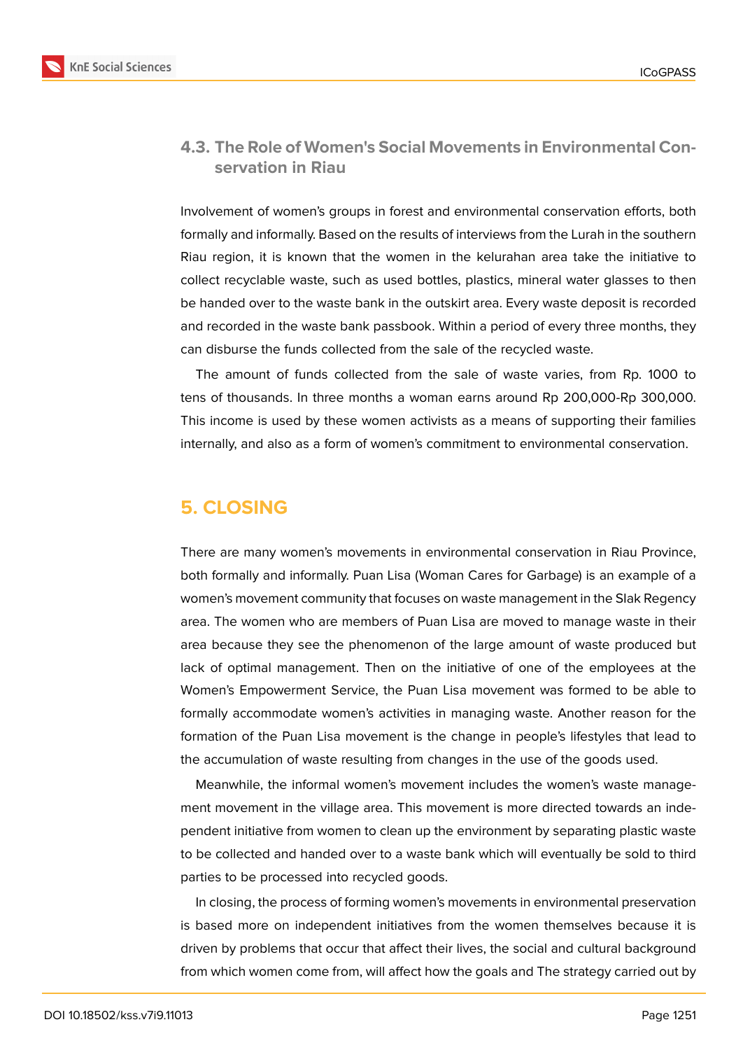### 4.3. The Role of Women's Social Movements in Environmental Conservation in Riau

Involvement of women's groups in forest and environmental conservation efforts, both formally and informally. Based on the results of interviews from the Lurah in the southern Riau region, it is known that the women in the kelurahan area take the initiative to collect recyclable waste, such as used bottles, plastics, mineral water glasses to then be handed over to the waste bank in the outskirt area. Every waste deposit is recorded and recorded in the waste bank passbook. Within a period of every three months, they can disburse the funds collected from the sale of the recycled waste.

The amount of funds collected from the sale of waste varies, from Rp. 1000 to tens of thousands. In three months a woman earns around Rp 200,000-Rp 300,000. This income is used by these women activists as a means of supporting their families internally, and also as a form of women's commitment to environmental conservation.

## 5. CLOSING

There are many women's movements in environmental conservation in Riau Province, both formally and informally. Puan Lisa (Woman Cares for Garbage) is an example of a women's movement community that focuses on waste management in the Slak Regency area. The women who are members of Puan Lisa are moved to manage waste in their area because they see the phenomenon of the large amount of waste produced but lack of optimal management. Then on the initiative of one of the employees at the Women's Empowerment Service, the Puan Lisa movement was formed to be able to formally accommodate women's activities in managing waste. Another reason for the formation of the Puan Lisa movement is the change in people's lifestyles that lead to the accumulation of waste resulting from changes in the use of the goods used.

Meanwhile, the informal women's movement includes the women's waste management movement in the village area. This movement is more directed towards an independent initiative from women to clean up the environment by separating plastic waste to be collected and handed over to a waste bank which will eventually be sold to third parties to be processed into recycled goods.

In closing, the process of forming women's movements in environmental preservation is based more on independent initiatives from the women themselves because it is driven by problems that occur that affect their lives, the social and cultural background from which women come from, will affect how the goals and The strategy carried out by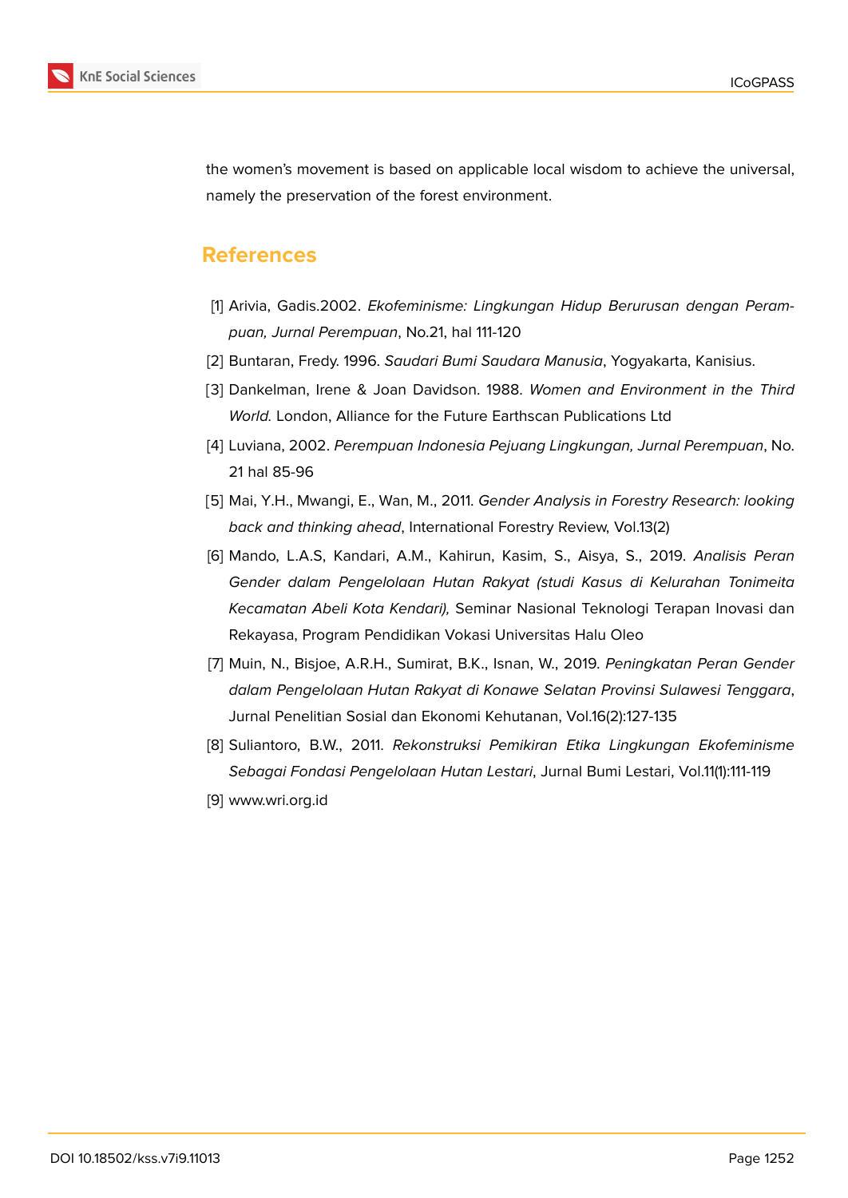the women's movement is based on applicable local wisdom to achieve the universal, namely the preservation of the forest environment.

## References

[1] Arivia, Gadis.2002. *Ekofeminisme: Lingkungan Hidup Berurusan dengan Perampuan, Jurnal Perempuan*, No.21, hal 111-120

[2] Buntaran, Fredy. 1996. *Saudari Bumi Saudara Manusia*, Yogyakarta, Kanisius.

[3] Dankelman, Irene & Joan Davidson. 1988. *Women and Environment in the Third World.* London, Alliance for the Future Earthscan Publications Ltd

[4] Luviana, 2002. *Perempuan Indonesia Pejuang Lingkungan, Jurnal Perempuan*, No. 21 hal 85-96

[5] Mai, Y.H., Mwangi, E., Wan, M., 2011. *Gender Analysis in Forestry Research: looking back and thinking ahead*, International Forestry Review, Vol.13(2)

[6] Mando, L.A.S, Kandari, A.M., Kahirun, Kasim, S., Aisya, S., 2019. *Analisis Peran Gender dalam Pengelolaan Hutan Rakyat (studi Kasus di Kelurahan Tonimeita Kecamatan Abeli Kota Kendari),* Seminar Nasional Teknologi Terapan Inovasi dan Rekayasa, Program Pendidikan Vokasi Universitas Halu Oleo

[7] Muin, N., Bisjoe, A.R.H., Sumirat, B.K., Isnan, W., 2019. *Peningkatan Peran Gender dalam Pengelolaan Hutan Rakyat di Konawe Selatan Provinsi Sulawesi Tenggara*, Jurnal Penelitian Sosial dan Ekonomi Kehutanan, Vol.16(2):127-135

[8] Suliantoro, B.W., 2011. *Rekonstruksi Pemikiran Etika Lingkungan Ekofeminisme Sebagai Fondasi Pengelolaan Hutan Lestari*, Jurnal Bumi Lestari, Vol.11(1):111-119

[9] www.wri.org.id